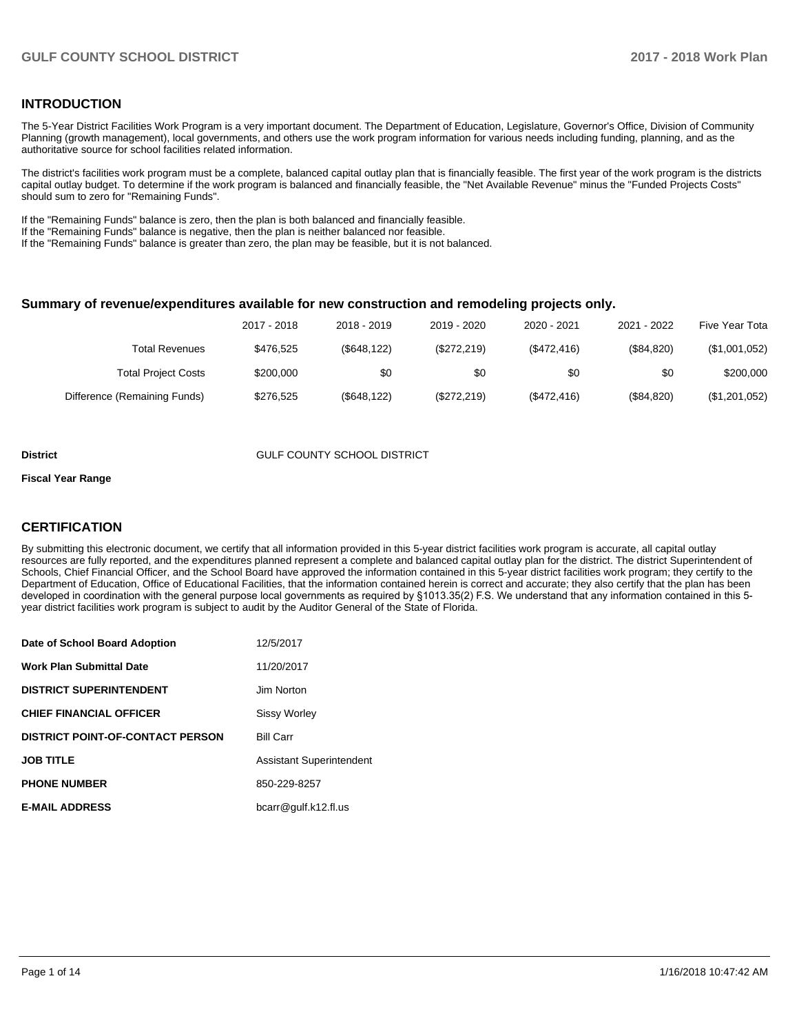## INTRODUCTION

The 5-Year District Facilities Work Program is a very important document. The Department of Education, Legislature, Governor's Office, Division of Community Planning (growth management), local governments, and others use the work program information for various needs including funding, planning, and as the authoritative source for school facilities related information.

The district's facilities work program must be a complete, balanced capital outlay plan that is financially feasible. The first year of the work program is the districts capital outlay budget. To determine if the work program is balanced and financially feasible, the "Net Available Revenue" minus the "Funded Projects Costs" should sum to zero for "Remaining Funds".

If the "Remaining Funds" balance is zero, then the plan is both balanced and financially feasible.
If the "Remaining Funds" balance is negative, then the plan is neither balanced nor feasible.
If the "Remaining Funds" balance is greater than zero, the plan may be feasible, but it is not balanced.

### Summary of revenue/expenditures available for new construction and remodeling projects only.

| | 2017 - 2018 | 2018 - 2019 | 2019 - 2020 | 2020 - 2021 | 2021 - 2022 | Five Year Tota |
|---|---|---|---|---|---|---|
| Total Revenues | $476,525 | ($648,122) | ($272,219) | ($472,416) | ($84,820) | ($1,001,052) |
| Total Project Costs | $200,000 | $0 | $0 | $0 | $0 | $200,000 |
| Difference (Remaining Funds) | $276,525 | ($648,122) | ($272,219) | ($472,416) | ($84,820) | ($1,201,052) |

**District** GULF COUNTY SCHOOL DISTRICT

**Fiscal Year Range**

## CERTIFICATION

By submitting this electronic document, we certify that all information provided in this 5-year district facilities work program is accurate, all capital outlay resources are fully reported, and the expenditures planned represent a complete and balanced capital outlay plan for the district. The district Superintendent of Schools, Chief Financial Officer, and the School Board have approved the information contained in this 5-year district facilities work program; they certify to the Department of Education, Office of Educational Facilities, that the information contained herein is correct and accurate; they also certify that the plan has been developed in coordination with the general purpose local governments as required by §1013.35(2) F.S. We understand that any information contained in this 5-year district facilities work program is subject to audit by the Auditor General of the State of Florida.

| | |
|---|---|
| **Date of School Board Adoption** | 12/5/2017 |
| **Work Plan Submittal Date** | 11/20/2017 |
| **DISTRICT SUPERINTENDENT** | Jim Norton |
| **CHIEF FINANCIAL OFFICER** | Sissy Worley |
| **DISTRICT POINT-OF-CONTACT PERSON** | Bill Carr |
| **JOB TITLE** | Assistant Superintendent |
| **PHONE NUMBER** | 850-229-8257 |
| **E-MAIL ADDRESS** | bcarr@gulf.k12.fl.us |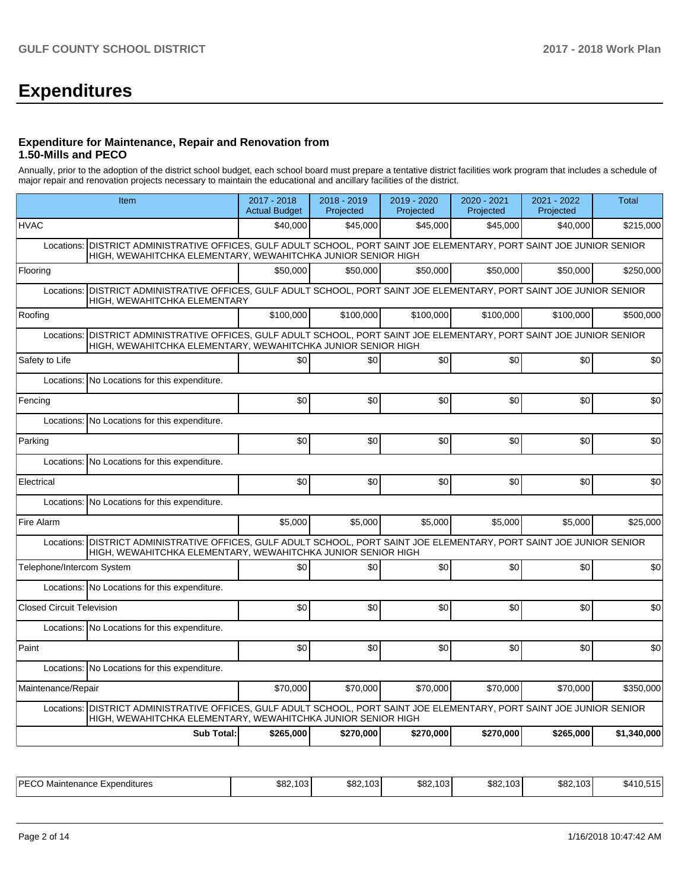# Expenditures

### Expenditure for Maintenance, Repair and Renovation from 1.50-Mills and PECO

Annually, prior to the adoption of the district school budget, each school board must prepare a tentative district facilities work program that includes a schedule of major repair and renovation projects necessary to maintain the educational and ancillary facilities of the district.

| Item | 2017 - 2018 Actual Budget | 2018 - 2019 Projected | 2019 - 2020 Projected | 2020 - 2021 Projected | 2021 - 2022 Projected | Total |
|---|---|---|---|---|---|---|
| HVAC | $40,000 | $45,000 | $45,000 | $45,000 | $40,000 | $215,000 |
| Locations: DISTRICT ADMINISTRATIVE OFFICES, GULF ADULT SCHOOL, PORT SAINT JOE ELEMENTARY, PORT SAINT JOE JUNIOR SENIOR HIGH, WEWAHITCHKA ELEMENTARY, WEWAHITCHKA JUNIOR SENIOR HIGH | | | | | | |
| Flooring | $50,000 | $50,000 | $50,000 | $50,000 | $50,000 | $250,000 |
| Locations: DISTRICT ADMINISTRATIVE OFFICES, GULF ADULT SCHOOL, PORT SAINT JOE ELEMENTARY, PORT SAINT JOE JUNIOR SENIOR HIGH, WEWAHITCHKA ELEMENTARY | | | | | | |
| Roofing | $100,000 | $100,000 | $100,000 | $100,000 | $100,000 | $500,000 |
| Locations: DISTRICT ADMINISTRATIVE OFFICES, GULF ADULT SCHOOL, PORT SAINT JOE ELEMENTARY, PORT SAINT JOE JUNIOR SENIOR HIGH, WEWAHITCHKA ELEMENTARY, WEWAHITCHKA JUNIOR SENIOR HIGH | | | | | | |
| Safety to Life | $0 | $0 | $0 | $0 | $0 | $0 |
| Locations: No Locations for this expenditure. | | | | | | |
| Fencing | $0 | $0 | $0 | $0 | $0 | $0 |
| Locations: No Locations for this expenditure. | | | | | | |
| Parking | $0 | $0 | $0 | $0 | $0 | $0 |
| Locations: No Locations for this expenditure. | | | | | | |
| Electrical | $0 | $0 | $0 | $0 | $0 | $0 |
| Locations: No Locations for this expenditure. | | | | | | |
| Fire Alarm | $5,000 | $5,000 | $5,000 | $5,000 | $5,000 | $25,000 |
| Locations: DISTRICT ADMINISTRATIVE OFFICES, GULF ADULT SCHOOL, PORT SAINT JOE ELEMENTARY, PORT SAINT JOE JUNIOR SENIOR HIGH, WEWAHITCHKA ELEMENTARY, WEWAHITCHKA JUNIOR SENIOR HIGH | | | | | | |
| Telephone/Intercom System | $0 | $0 | $0 | $0 | $0 | $0 |
| Locations: No Locations for this expenditure. | | | | | | |
| Closed Circuit Television | $0 | $0 | $0 | $0 | $0 | $0 |
| Locations: No Locations for this expenditure. | | | | | | |
| Paint | $0 | $0 | $0 | $0 | $0 | $0 |
| Locations: No Locations for this expenditure. | | | | | | |
| Maintenance/Repair | $70,000 | $70,000 | $70,000 | $70,000 | $70,000 | $350,000 |
| Locations: DISTRICT ADMINISTRATIVE OFFICES, GULF ADULT SCHOOL, PORT SAINT JOE ELEMENTARY, PORT SAINT JOE JUNIOR SENIOR HIGH, WEWAHITCHKA ELEMENTARY, WEWAHITCHKA JUNIOR SENIOR HIGH | | | | | | |
| **Sub Total:** | **$265,000** | **$270,000** | **$270,000** | **$270,000** | **$265,000** | **$1,340,000** |

| | | | | | | |
|---|---|---|---|---|---|---|
| PECO Maintenance Expenditures | $82,103 | $82,103 | $82,103 | $82,103 | $82,103 | $410,515 |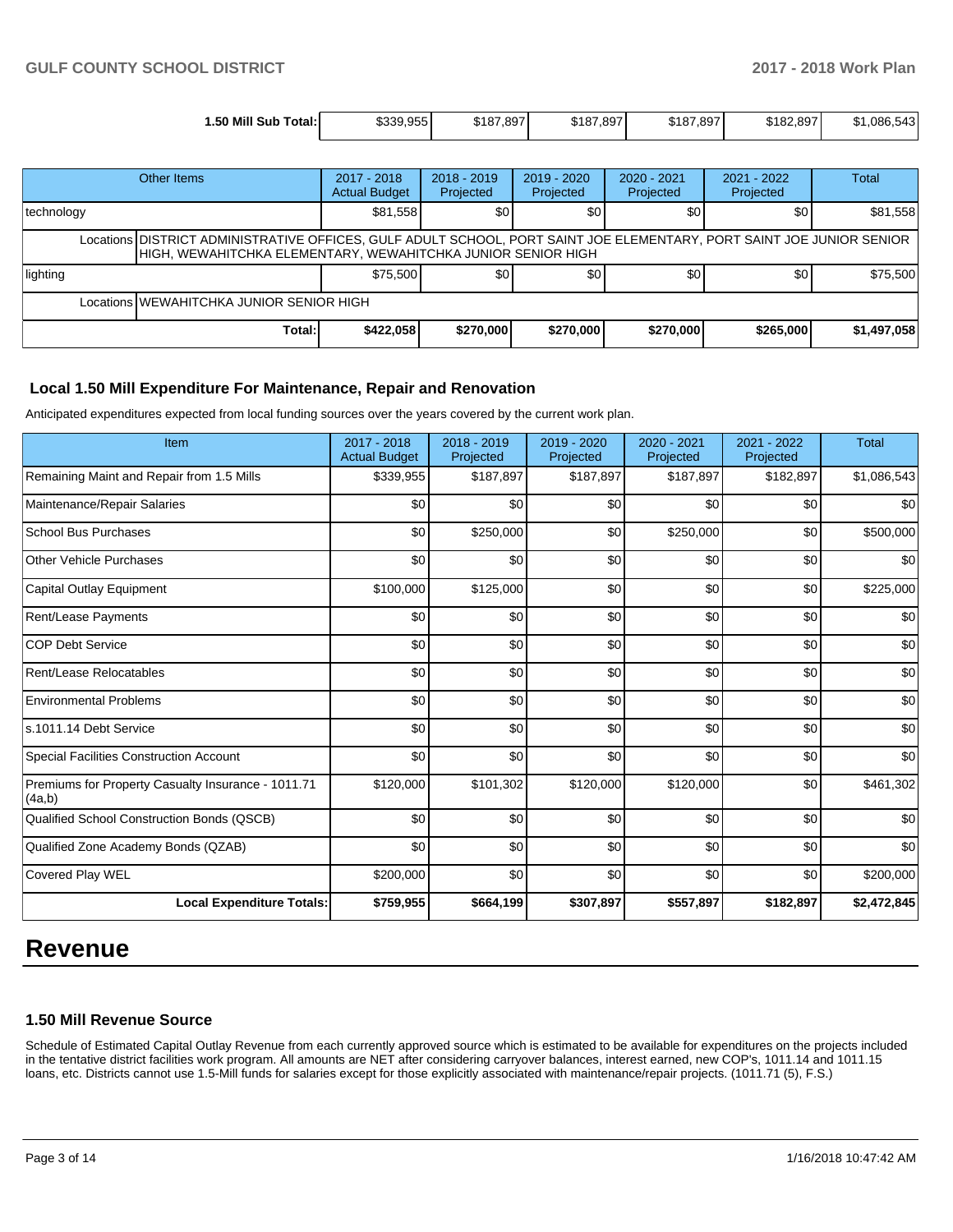| 1.50 Mill Sub Total: | $339,955 | $187,897 | $187,897 | $187,897 | $182,897 | $1,086,543 |
|---|---|---|---|---|---|---|

| Other Items | 2017 - 2018 Actual Budget | 2018 - 2019 Projected | 2019 - 2020 Projected | 2020 - 2021 Projected | 2021 - 2022 Projected | Total |
|---|---|---|---|---|---|---|
| technology | $81,558 | $0 | $0 | $0 | $0 | $81,558 |
| Locations DISTRICT ADMINISTRATIVE OFFICES, GULF ADULT SCHOOL, PORT SAINT JOE ELEMENTARY, PORT SAINT JOE JUNIOR SENIOR HIGH, WEWAHITCHKA ELEMENTARY, WEWAHITCHKA JUNIOR SENIOR HIGH | | | | | | |
| lighting | $75,500 | $0 | $0 | $0 | $0 | $75,500 |
| Locations WEWAHITCHKA JUNIOR SENIOR HIGH | | | | | | |
| Total: | $422,058 | $270,000 | $270,000 | $270,000 | $265,000 | $1,497,058 |

### Local 1.50 Mill Expenditure For Maintenance, Repair and Renovation

Anticipated expenditures expected from local funding sources over the years covered by the current work plan.

| Item | 2017 - 2018 Actual Budget | 2018 - 2019 Projected | 2019 - 2020 Projected | 2020 - 2021 Projected | 2021 - 2022 Projected | Total |
|---|---|---|---|---|---|---|
| Remaining Maint and Repair from 1.5 Mills | $339,955 | $187,897 | $187,897 | $187,897 | $182,897 | $1,086,543 |
| Maintenance/Repair Salaries | $0 | $0 | $0 | $0 | $0 | $0 |
| School Bus Purchases | $0 | $250,000 | $0 | $250,000 | $0 | $500,000 |
| Other Vehicle Purchases | $0 | $0 | $0 | $0 | $0 | $0 |
| Capital Outlay Equipment | $100,000 | $125,000 | $0 | $0 | $0 | $225,000 |
| Rent/Lease Payments | $0 | $0 | $0 | $0 | $0 | $0 |
| COP Debt Service | $0 | $0 | $0 | $0 | $0 | $0 |
| Rent/Lease Relocatables | $0 | $0 | $0 | $0 | $0 | $0 |
| Environmental Problems | $0 | $0 | $0 | $0 | $0 | $0 |
| s.1011.14 Debt Service | $0 | $0 | $0 | $0 | $0 | $0 |
| Special Facilities Construction Account | $0 | $0 | $0 | $0 | $0 | $0 |
| Premiums for Property Casualty Insurance - 1011.71 (4a,b) | $120,000 | $101,302 | $120,000 | $120,000 | $0 | $461,302 |
| Qualified School Construction Bonds (QSCB) | $0 | $0 | $0 | $0 | $0 | $0 |
| Qualified Zone Academy Bonds (QZAB) | $0 | $0 | $0 | $0 | $0 | $0 |
| Covered Play WEL | $200,000 | $0 | $0 | $0 | $0 | $200,000 |
| **Local Expenditure Totals:** | **$759,955** | **$664,199** | **$307,897** | **$557,897** | **$182,897** | **$2,472,845** |

# Revenue

### 1.50 Mill Revenue Source

Schedule of Estimated Capital Outlay Revenue from each currently approved source which is estimated to be available for expenditures on the projects included in the tentative district facilities work program. All amounts are NET after considering carryover balances, interest earned, new COP's, 1011.14 and 1011.15 loans, etc. Districts cannot use 1.5-Mill funds for salaries except for those explicitly associated with maintenance/repair projects. (1011.71 (5), F.S.)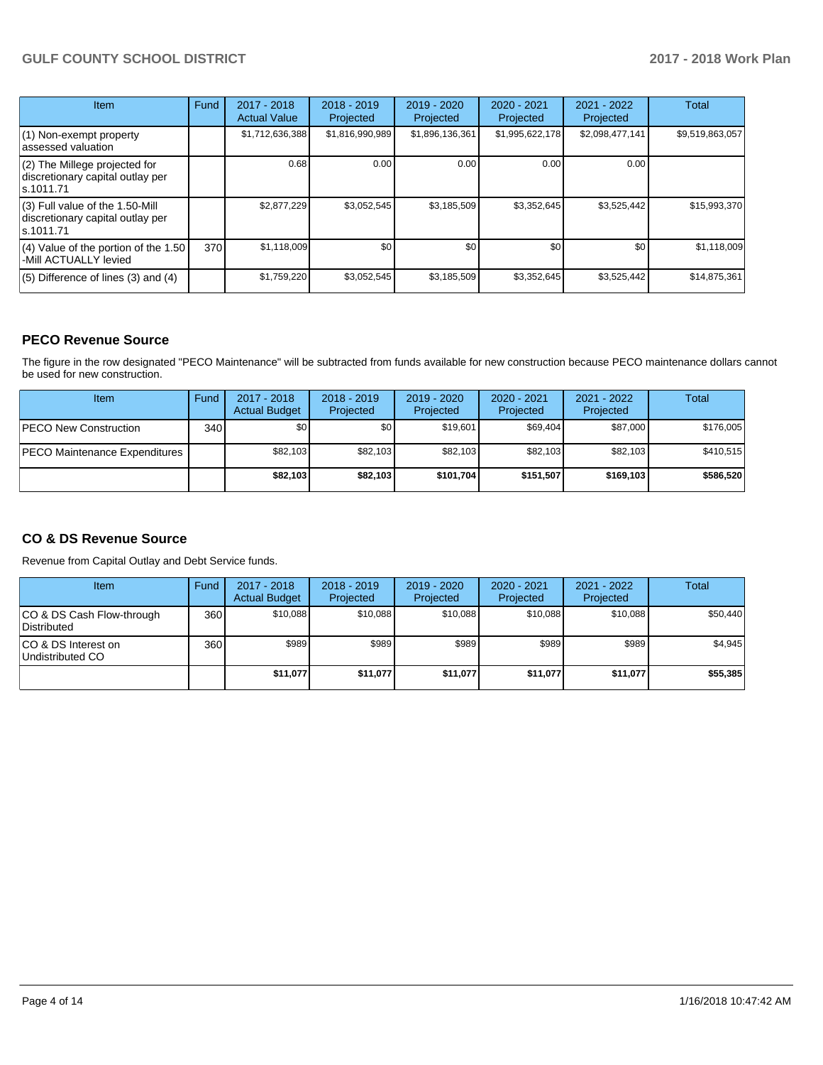| Item | Fund | 2017 - 2018 Actual Value | 2018 - 2019 Projected | 2019 - 2020 Projected | 2020 - 2021 Projected | 2021 - 2022 Projected | Total |
|---|---|---|---|---|---|---|---|
| (1) Non-exempt property assessed valuation | | $1,712,636,388 | $1,816,990,989 | $1,896,136,361 | $1,995,622,178 | $2,098,477,141 | $9,519,863,057 |
| (2) The Millege projected for discretionary capital outlay per s.1011.71 | | 0.68 | 0.00 | 0.00 | 0.00 | 0.00 | |
| (3) Full value of the 1.50-Mill discretionary capital outlay per s.1011.71 | | $2,877,229 | $3,052,545 | $3,185,509 | $3,352,645 | $3,525,442 | $15,993,370 |
| (4) Value of the portion of the 1.50 -Mill ACTUALLY levied | 370 | $1,118,009 | $0 | $0 | $0 | $0 | $1,118,009 |
| (5) Difference of lines (3) and (4) | | $1,759,220 | $3,052,545 | $3,185,509 | $3,352,645 | $3,525,442 | $14,875,361 |

## PECO Revenue Source

The figure in the row designated "PECO Maintenance" will be subtracted from funds available for new construction because PECO maintenance dollars cannot be used for new construction.

| Item | Fund | 2017 - 2018 Actual Budget | 2018 - 2019 Projected | 2019 - 2020 Projected | 2020 - 2021 Projected | 2021 - 2022 Projected | Total |
|---|---|---|---|---|---|---|---|
| PECO New Construction | 340 | $0 | $0 | $19,601 | $69,404 | $87,000 | $176,005 |
| PECO Maintenance Expenditures | | $82,103 | $82,103 | $82,103 | $82,103 | $82,103 | $410,515 |
| | | **$82,103** | **$82,103** | **$101,704** | **$151,507** | **$169,103** | **$586,520** |

## CO & DS Revenue Source

Revenue from Capital Outlay and Debt Service funds.

| Item | Fund | 2017 - 2018 Actual Budget | 2018 - 2019 Projected | 2019 - 2020 Projected | 2020 - 2021 Projected | 2021 - 2022 Projected | Total |
|---|---|---|---|---|---|---|---|
| CO & DS Cash Flow-through Distributed | 360 | $10,088 | $10,088 | $10,088 | $10,088 | $10,088 | $50,440 |
| CO & DS Interest on Undistributed CO | 360 | $989 | $989 | $989 | $989 | $989 | $4,945 |
| | | **$11,077** | **$11,077** | **$11,077** | **$11,077** | **$11,077** | **$55,385** |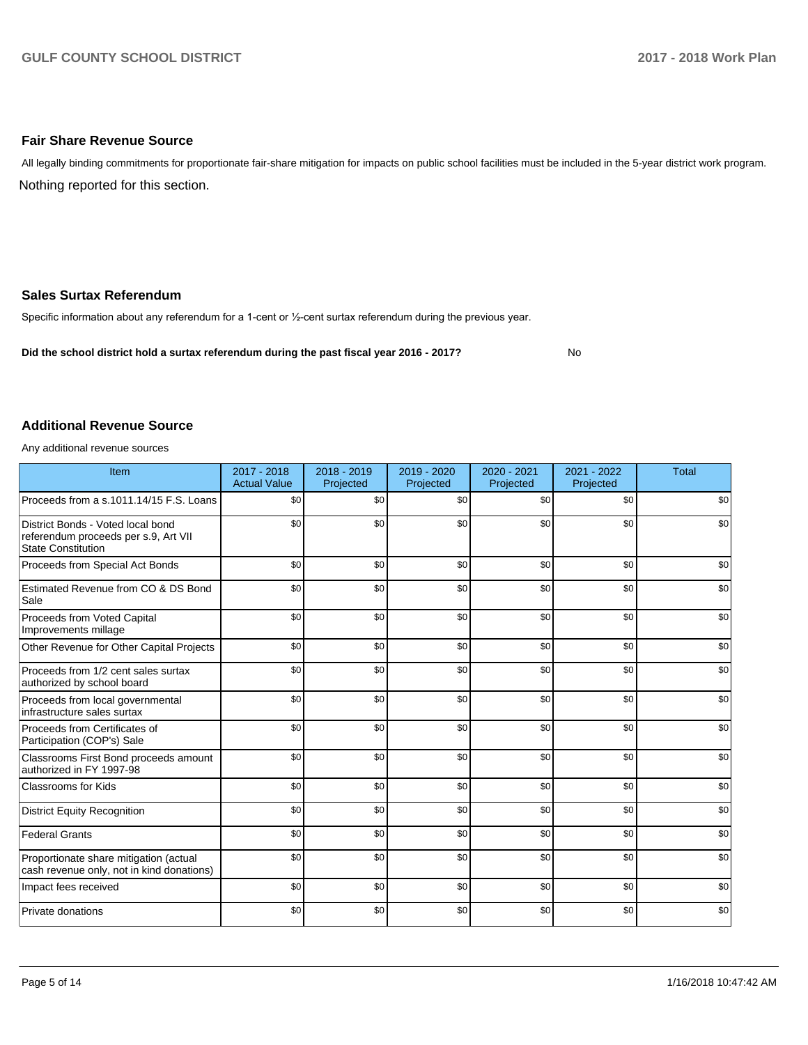## Fair Share Revenue Source

All legally binding commitments for proportionate fair-share mitigation for impacts on public school facilities must be included in the 5-year district work program.

Nothing reported for this section.

## Sales Surtax Referendum

Specific information about any referendum for a 1-cent or ½-cent surtax referendum during the previous year.

**Did the school district hold a surtax referendum during the past fiscal year 2016 - 2017?** No

## Additional Revenue Source

Any additional revenue sources

| Item | 2017 - 2018 Actual Value | 2018 - 2019 Projected | 2019 - 2020 Projected | 2020 - 2021 Projected | 2021 - 2022 Projected | Total |
|---|---|---|---|---|---|---|
| Proceeds from a s.1011.14/15 F.S. Loans | $0 | $0 | $0 | $0 | $0 | $0 |
| District Bonds - Voted local bond referendum proceeds per s.9, Art VII State Constitution | $0 | $0 | $0 | $0 | $0 | $0 |
| Proceeds from Special Act Bonds | $0 | $0 | $0 | $0 | $0 | $0 |
| Estimated Revenue from CO & DS Bond Sale | $0 | $0 | $0 | $0 | $0 | $0 |
| Proceeds from Voted Capital Improvements millage | $0 | $0 | $0 | $0 | $0 | $0 |
| Other Revenue for Other Capital Projects | $0 | $0 | $0 | $0 | $0 | $0 |
| Proceeds from 1/2 cent sales surtax authorized by school board | $0 | $0 | $0 | $0 | $0 | $0 |
| Proceeds from local governmental infrastructure sales surtax | $0 | $0 | $0 | $0 | $0 | $0 |
| Proceeds from Certificates of Participation (COP's) Sale | $0 | $0 | $0 | $0 | $0 | $0 |
| Classrooms First Bond proceeds amount authorized in FY 1997-98 | $0 | $0 | $0 | $0 | $0 | $0 |
| Classrooms for Kids | $0 | $0 | $0 | $0 | $0 | $0 |
| District Equity Recognition | $0 | $0 | $0 | $0 | $0 | $0 |
| Federal Grants | $0 | $0 | $0 | $0 | $0 | $0 |
| Proportionate share mitigation (actual cash revenue only, not in kind donations) | $0 | $0 | $0 | $0 | $0 | $0 |
| Impact fees received | $0 | $0 | $0 | $0 | $0 | $0 |
| Private donations | $0 | $0 | $0 | $0 | $0 | $0 |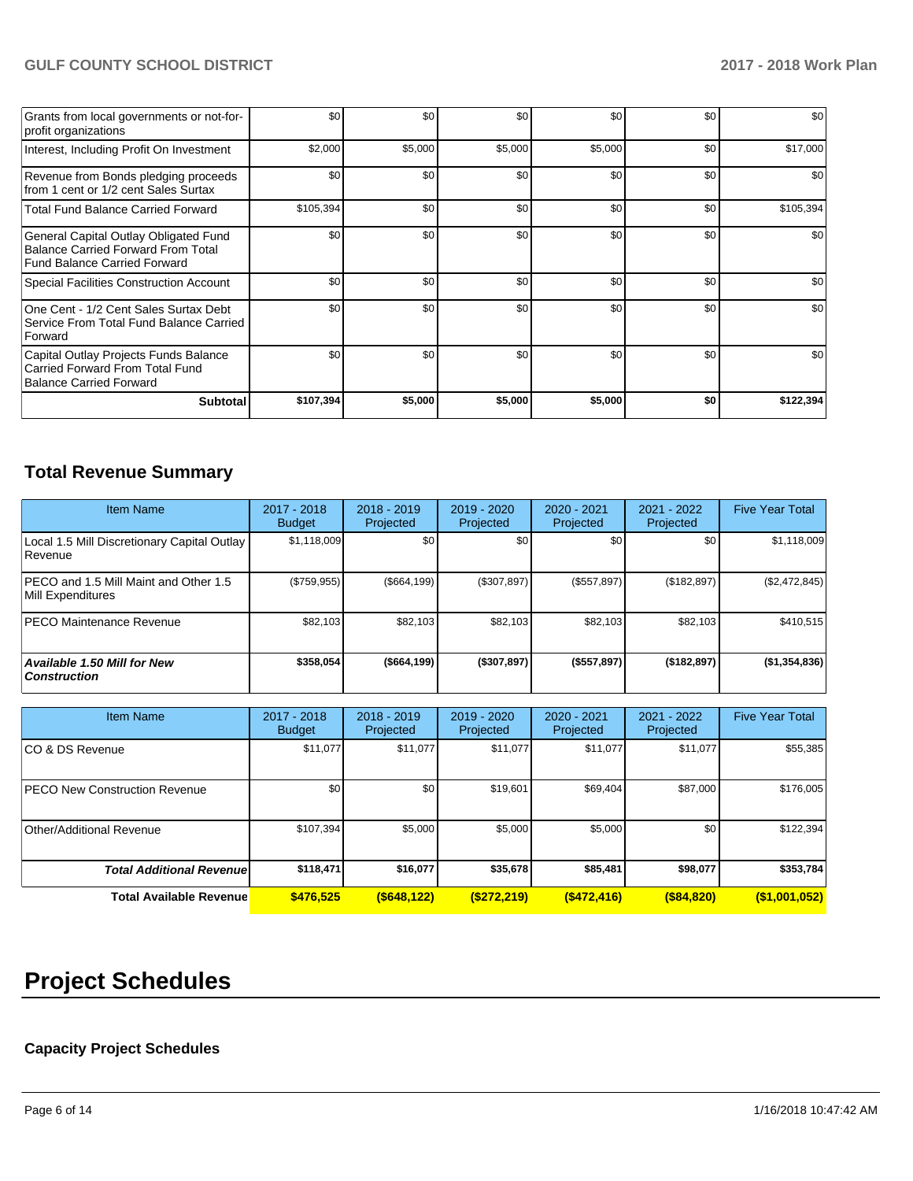| | | | | | | |
|---|---|---|---|---|---|---|
| Grants from local governments or not-for-profit organizations | $0 | $0 | $0 | $0 | $0 | $0 |
| Interest, Including Profit On Investment | $2,000 | $5,000 | $5,000 | $5,000 | $0 | $17,000 |
| Revenue from Bonds pledging proceeds from 1 cent or 1/2 cent Sales Surtax | $0 | $0 | $0 | $0 | $0 | $0 |
| Total Fund Balance Carried Forward | $105,394 | $0 | $0 | $0 | $0 | $105,394 |
| General Capital Outlay Obligated Fund Balance Carried Forward From Total Fund Balance Carried Forward | $0 | $0 | $0 | $0 | $0 | $0 |
| Special Facilities Construction Account | $0 | $0 | $0 | $0 | $0 | $0 |
| One Cent - 1/2 Cent Sales Surtax Debt Service From Total Fund Balance Carried Forward | $0 | $0 | $0 | $0 | $0 | $0 |
| Capital Outlay Projects Funds Balance Carried Forward From Total Fund Balance Carried Forward | $0 | $0 | $0 | $0 | $0 | $0 |
| **Subtotal** | **$107,394** | **$5,000** | **$5,000** | **$5,000** | **$0** | **$122,394** |

## Total Revenue Summary

| Item Name | 2017 - 2018 Budget | 2018 - 2019 Projected | 2019 - 2020 Projected | 2020 - 2021 Projected | 2021 - 2022 Projected | Five Year Total |
|---|---|---|---|---|---|---|
| Local 1.5 Mill Discretionary Capital Outlay Revenue | $1,118,009 | $0 | $0 | $0 | $0 | $1,118,009 |
| PECO and 1.5 Mill Maint and Other 1.5 Mill Expenditures | ($759,955) | ($664,199) | ($307,897) | ($557,897) | ($182,897) | ($2,472,845) |
| PECO Maintenance Revenue | $82,103 | $82,103 | $82,103 | $82,103 | $82,103 | $410,515 |
| ***Available 1.50 Mill for New Construction*** | **$358,054** | **($664,199)** | **($307,897)** | **($557,897)** | **($182,897)** | **($1,354,836)** |

| Item Name | 2017 - 2018 Budget | 2018 - 2019 Projected | 2019 - 2020 Projected | 2020 - 2021 Projected | 2021 - 2022 Projected | Five Year Total |
|---|---|---|---|---|---|---|
| CO & DS Revenue | $11,077 | $11,077 | $11,077 | $11,077 | $11,077 | $55,385 |
| PECO New Construction Revenue | $0 | $0 | $19,601 | $69,404 | $87,000 | $176,005 |
| Other/Additional Revenue | $107,394 | $5,000 | $5,000 | $5,000 | $0 | $122,394 |
| ***Total Additional Revenue*** | **$118,471** | **$16,077** | **$35,678** | **$85,481** | **$98,077** | **$353,784** |
| **Total Available Revenue** | **$476,525** | **($648,122)** | **($272,219)** | **($472,416)** | **($84,820)** | **($1,001,052)** |

# Project Schedules

### Capacity Project Schedules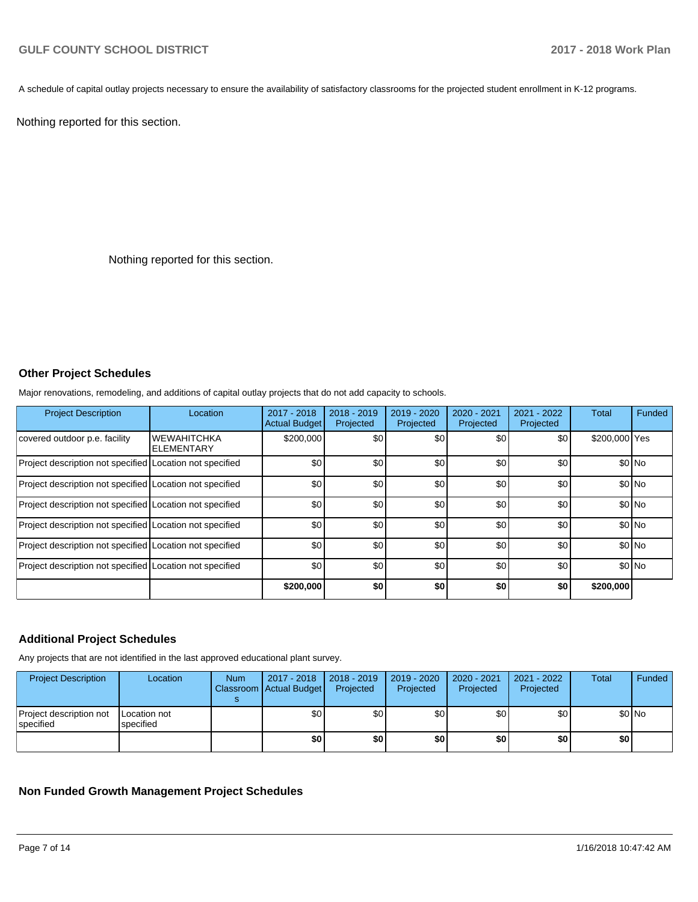A schedule of capital outlay projects necessary to ensure the availability of satisfactory classrooms for the projected student enrollment in K-12 programs.

Nothing reported for this section.

Nothing reported for this section.

## Other Project Schedules

Major renovations, remodeling, and additions of capital outlay projects that do not add capacity to schools.

| Project Description | Location | 2017 - 2018 Actual Budget | 2018 - 2019 Projected | 2019 - 2020 Projected | 2020 - 2021 Projected | 2021 - 2022 Projected | Total | Funded |
|---|---|---|---|---|---|---|---|---|
| covered outdoor p.e. facility | WEWAHITCHKA ELEMENTARY | $200,000 | $0 | $0 | $0 | $0 | $200,000 | Yes |
| Project description not specified | Location not specified | $0 | $0 | $0 | $0 | $0 | $0 | No |
| Project description not specified | Location not specified | $0 | $0 | $0 | $0 | $0 | $0 | No |
| Project description not specified | Location not specified | $0 | $0 | $0 | $0 | $0 | $0 | No |
| Project description not specified | Location not specified | $0 | $0 | $0 | $0 | $0 | $0 | No |
| Project description not specified | Location not specified | $0 | $0 | $0 | $0 | $0 | $0 | No |
| Project description not specified | Location not specified | $0 | $0 | $0 | $0 | $0 | $0 | No |
| | | **$200,000** | **$0** | **$0** | **$0** | **$0** | **$200,000** | |

## Additional Project Schedules

Any projects that are not identified in the last approved educational plant survey.

| Project Description | Location | Num Classrooms | 2017 - 2018 Actual Budget | 2018 - 2019 Projected | 2019 - 2020 Projected | 2020 - 2021 Projected | 2021 - 2022 Projected | Total | Funded |
|---|---|---|---|---|---|---|---|---|---|
| Project description not specified | Location not specified | | $0 | $0 | $0 | $0 | $0 | $0 | No |
| | | | **$0** | **$0** | **$0** | **$0** | **$0** | **$0** | |

## Non Funded Growth Management Project Schedules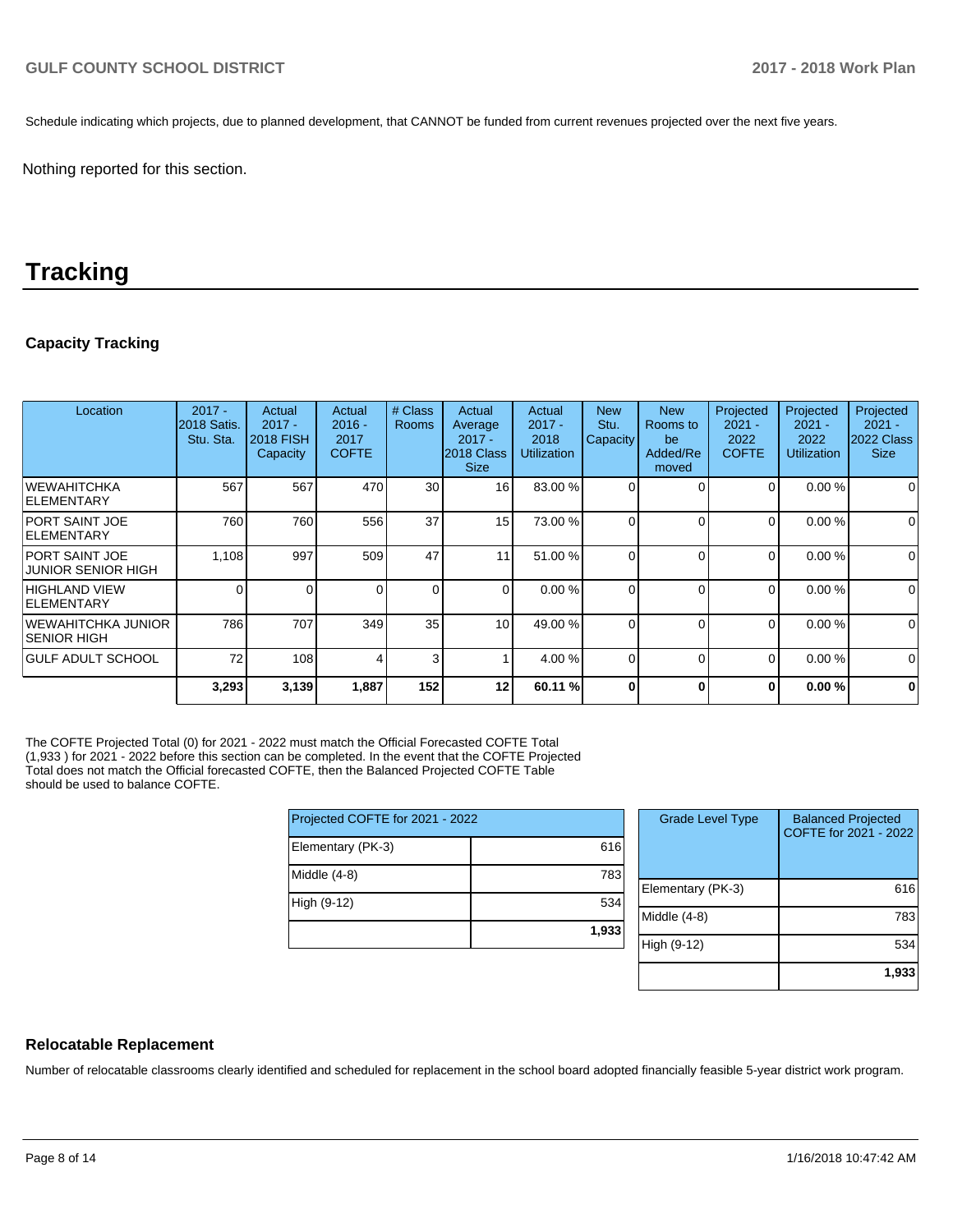Schedule indicating which projects, due to planned development, that CANNOT be funded from current revenues projected over the next five years.

Nothing reported for this section.

# Tracking

### Capacity Tracking

| Location | 2017 - 2018 Satis. Stu. Sta. | Actual 2017 - 2018 FISH Capacity | Actual 2016 - 2017 COFTE | # Class Rooms | Actual Average 2017 - 2018 Class Size | Actual 2017 - 2018 Utilization | New Stu. Capacity | New Rooms to be Added/Removed | Projected 2021 - 2022 COFTE | Projected 2021 - 2022 Utilization | Projected 2021 - 2022 Class Size |
|---|---|---|---|---|---|---|---|---|---|---|---|
| WEWAHITCHKA ELEMENTARY | 567 | 567 | 470 | 30 | 16 | 83.00 % | 0 | 0 | 0 | 0.00 % | 0 |
| PORT SAINT JOE ELEMENTARY | 760 | 760 | 556 | 37 | 15 | 73.00 % | 0 | 0 | 0 | 0.00 % | 0 |
| PORT SAINT JOE JUNIOR SENIOR HIGH | 1,108 | 997 | 509 | 47 | 11 | 51.00 % | 0 | 0 | 0 | 0.00 % | 0 |
| HIGHLAND VIEW ELEMENTARY | 0 | 0 | 0 | 0 | 0 | 0.00 % | 0 | 0 | 0 | 0.00 % | 0 |
| WEWAHITCHKA JUNIOR SENIOR HIGH | 786 | 707 | 349 | 35 | 10 | 49.00 % | 0 | 0 | 0 | 0.00 % | 0 |
| GULF ADULT SCHOOL | 72 | 108 | 4 | 3 | 1 | 4.00 % | 0 | 0 | 0 | 0.00 % | 0 |
| | **3,293** | **3,139** | **1,887** | **152** | **12** | **60.11 %** | **0** | **0** | **0** | **0.00 %** | **0** |

The COFTE Projected Total (0) for 2021 - 2022 must match the Official Forecasted COFTE Total (1,933 ) for 2021 - 2022 before this section can be completed. In the event that the COFTE Projected Total does not match the Official forecasted COFTE, then the Balanced Projected COFTE Table should be used to balance COFTE.

| Projected COFTE for 2021 - 2022 | |
|---|---|
| Elementary (PK-3) | 616 |
| Middle (4-8) | 783 |
| High (9-12) | 534 |
| | **1,933** |

| Grade Level Type | Balanced Projected COFTE for 2021 - 2022 |
|---|---|
| Elementary (PK-3) | 616 |
| Middle (4-8) | 783 |
| High (9-12) | 534 |
| | **1,933** |

### Relocatable Replacement

Number of relocatable classrooms clearly identified and scheduled for replacement in the school board adopted financially feasible 5-year district work program.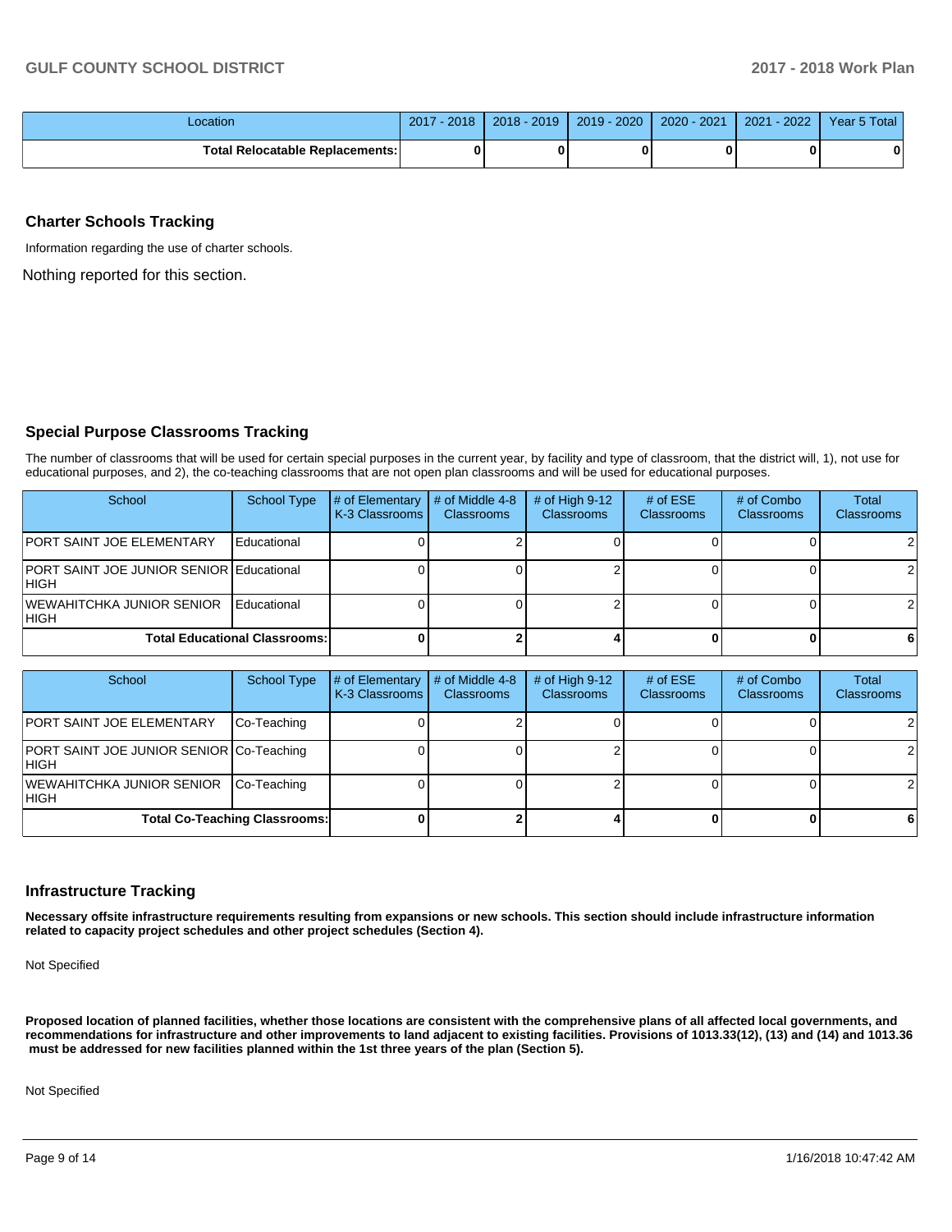| Location | 2017 - 2018 | 2018 - 2019 | 2019 - 2020 | 2020 - 2021 | 2021 - 2022 | Year 5 Total |
|---|---|---|---|---|---|---|
| **Total Relocatable Replacements:** | **0** | **0** | **0** | **0** | **0** | **0** |

## Charter Schools Tracking

Information regarding the use of charter schools.

Nothing reported for this section.

## Special Purpose Classrooms Tracking

The number of classrooms that will be used for certain special purposes in the current year, by facility and type of classroom, that the district will, 1), not use for educational purposes, and 2), the co-teaching classrooms that are not open plan classrooms and will be used for educational purposes.

| School | School Type | # of Elementary K-3 Classrooms | # of Middle 4-8 Classrooms | # of High 9-12 Classrooms | # of ESE Classrooms | # of Combo Classrooms | Total Classrooms |
|---|---|---|---|---|---|---|---|
| PORT SAINT JOE ELEMENTARY | Educational | 0 | 2 | 0 | 0 | 0 | 2 |
| PORT SAINT JOE JUNIOR SENIOR HIGH | Educational | 0 | 0 | 2 | 0 | 0 | 2 |
| WEWAHITCHKA JUNIOR SENIOR HIGH | Educational | 0 | 0 | 2 | 0 | 0 | 2 |
| **Total Educational Classrooms:** | | **0** | **2** | **4** | **0** | **0** | **6** |

| School | School Type | # of Elementary K-3 Classrooms | # of Middle 4-8 Classrooms | # of High 9-12 Classrooms | # of ESE Classrooms | # of Combo Classrooms | Total Classrooms |
|---|---|---|---|---|---|---|---|
| PORT SAINT JOE ELEMENTARY | Co-Teaching | 0 | 2 | 0 | 0 | 0 | 2 |
| PORT SAINT JOE JUNIOR SENIOR HIGH | Co-Teaching | 0 | 0 | 2 | 0 | 0 | 2 |
| WEWAHITCHKA JUNIOR SENIOR HIGH | Co-Teaching | 0 | 0 | 2 | 0 | 0 | 2 |
| **Total Co-Teaching Classrooms:** | | **0** | **2** | **4** | **0** | **0** | **6** |

## Infrastructure Tracking

**Necessary offsite infrastructure requirements resulting from expansions or new schools. This section should include infrastructure information related to capacity project schedules and other project schedules (Section 4).**

Not Specified

**Proposed location of planned facilities, whether those locations are consistent with the comprehensive plans of all affected local governments, and recommendations for infrastructure and other improvements to land adjacent to existing facilities. Provisions of 1013.33(12), (13) and (14) and 1013.36 must be addressed for new facilities planned within the 1st three years of the plan (Section 5).**

Not Specified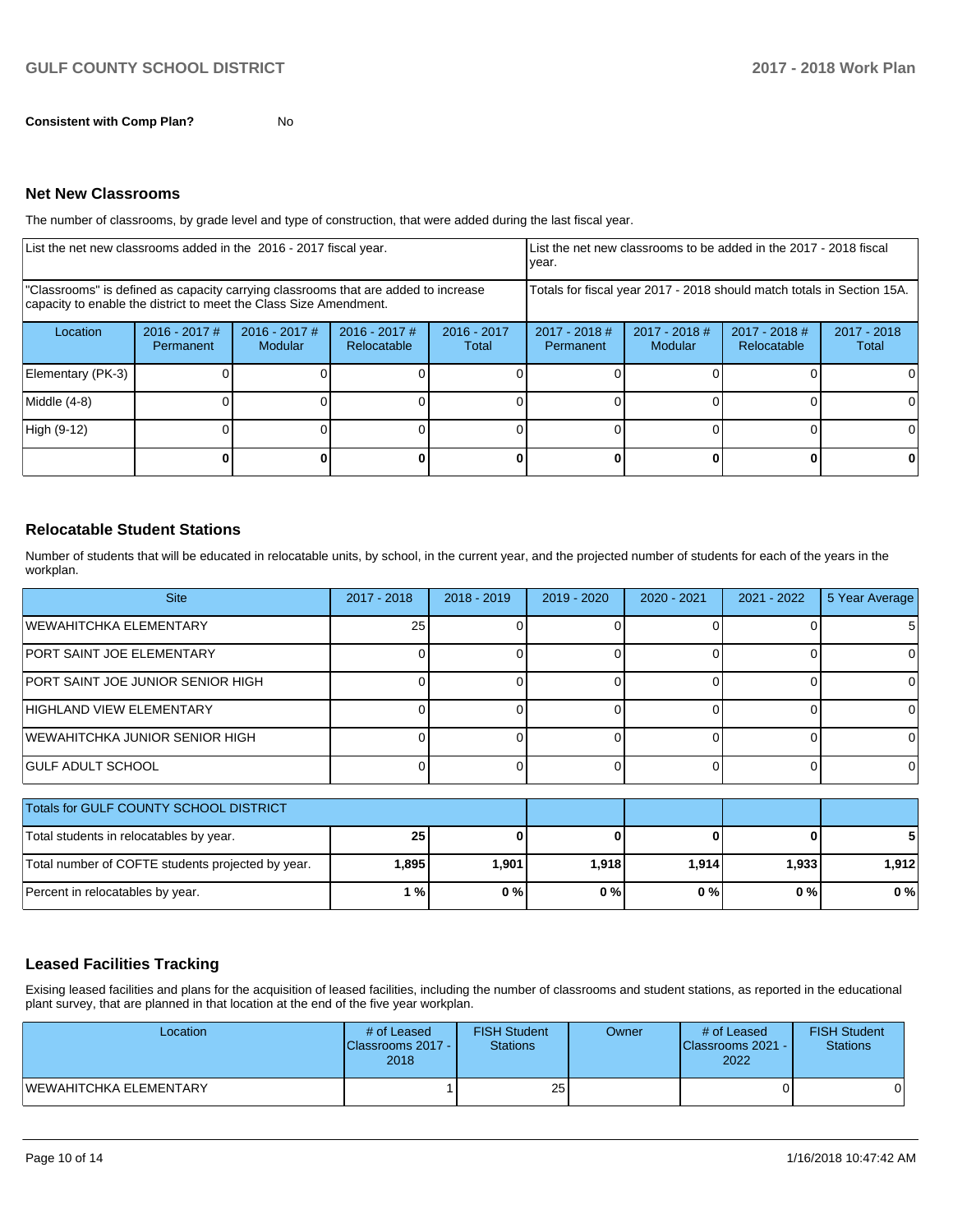**Consistent with Comp Plan?** No

## Net New Classrooms

The number of classrooms, by grade level and type of construction, that were added during the last fiscal year.

| List the net new classrooms added in the 2016 - 2017 fiscal year. | | | | | List the net new classrooms to be added in the 2017 - 2018 fiscal year. | | | |
|---|---|---|---|---|---|---|---|---|
| "Classrooms" is defined as capacity carrying classrooms that are added to increase capacity to enable the district to meet the Class Size Amendment. | | | | | Totals for fiscal year 2017 - 2018 should match totals in Section 15A. | | | |
| Location | 2016 - 2017 # Permanent | 2016 - 2017 # Modular | 2016 - 2017 # Relocatable | 2016 - 2017 Total | 2017 - 2018 # Permanent | 2017 - 2018 # Modular | 2017 - 2018 # Relocatable | 2017 - 2018 Total |
| Elementary (PK-3) | 0 | 0 | 0 | 0 | 0 | 0 | 0 | 0 |
| Middle (4-8) | 0 | 0 | 0 | 0 | 0 | 0 | 0 | 0 |
| High (9-12) | 0 | 0 | 0 | 0 | 0 | 0 | 0 | 0 |
| | **0** | **0** | **0** | **0** | **0** | **0** | **0** | **0** |

## Relocatable Student Stations

Number of students that will be educated in relocatable units, by school, in the current year, and the projected number of students for each of the years in the workplan.

| Site | 2017 - 2018 | 2018 - 2019 | 2019 - 2020 | 2020 - 2021 | 2021 - 2022 | 5 Year Average |
|---|---|---|---|---|---|---|
| WEWAHITCHKA ELEMENTARY | 25 | 0 | 0 | 0 | 0 | 5 |
| PORT SAINT JOE ELEMENTARY | 0 | 0 | 0 | 0 | 0 | 0 |
| PORT SAINT JOE JUNIOR SENIOR HIGH | 0 | 0 | 0 | 0 | 0 | 0 |
| HIGHLAND VIEW ELEMENTARY | 0 | 0 | 0 | 0 | 0 | 0 |
| WEWAHITCHKA JUNIOR SENIOR HIGH | 0 | 0 | 0 | 0 | 0 | 0 |
| GULF ADULT SCHOOL | 0 | 0 | 0 | 0 | 0 | 0 |

| Totals for GULF COUNTY SCHOOL DISTRICT | | | | | | |
|---|---|---|---|---|---|---|
| Total students in relocatables by year. | **25** | **0** | **0** | **0** | **0** | **5** |
| Total number of COFTE students projected by year. | **1,895** | **1,901** | **1,918** | **1,914** | **1,933** | **1,912** |
| Percent in relocatables by year. | **1 %** | **0 %** | **0 %** | **0 %** | **0 %** | **0 %** |

## Leased Facilities Tracking

Exising leased facilities and plans for the acquisition of leased facilities, including the number of classrooms and student stations, as reported in the educational plant survey, that are planned in that location at the end of the five year workplan.

| Location | # of Leased Classrooms 2017 - 2018 | FISH Student Stations | Owner | # of Leased Classrooms 2021 - 2022 | FISH Student Stations |
|---|---|---|---|---|---|
| WEWAHITCHKA ELEMENTARY | 1 | 25 | | 0 | 0 |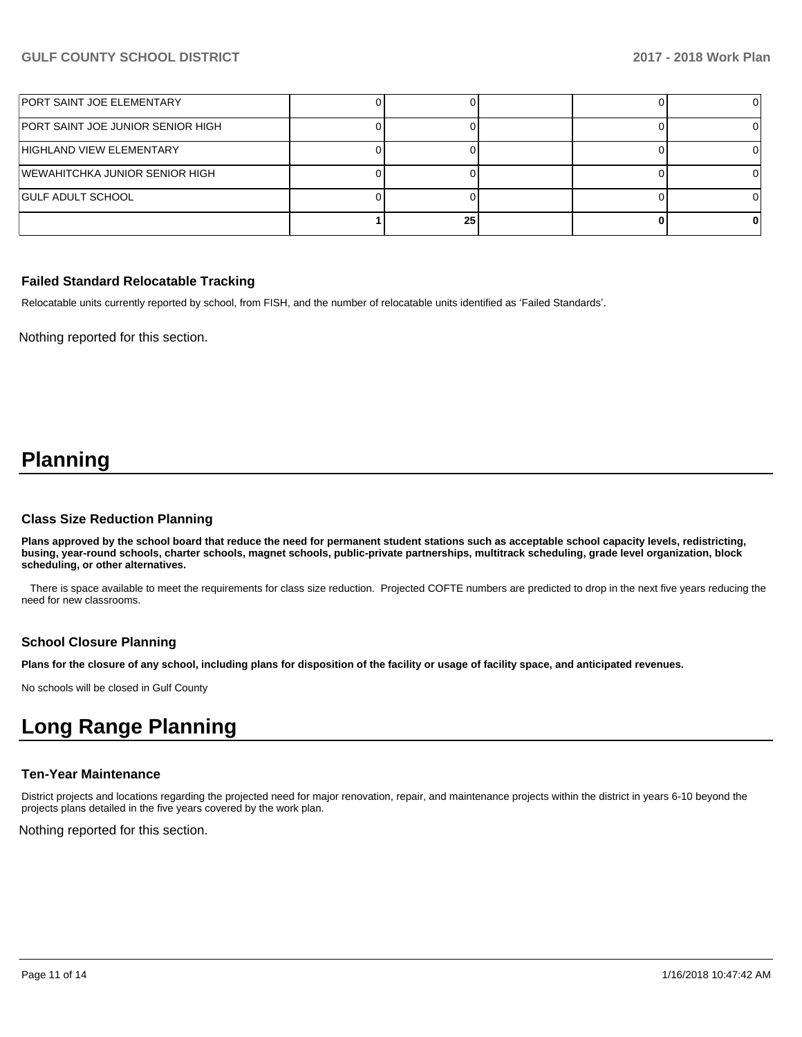| | | | | | |
|---|---|---|---|---|---|
| PORT SAINT JOE ELEMENTARY | 0 | 0 | | 0 | 0 |
| PORT SAINT JOE JUNIOR SENIOR HIGH | 0 | 0 | | 0 | 0 |
| HIGHLAND VIEW ELEMENTARY | 0 | 0 | | 0 | 0 |
| WEWAHITCHKA JUNIOR SENIOR HIGH | 0 | 0 | | 0 | 0 |
| GULF ADULT SCHOOL | 0 | 0 | | 0 | 0 |
| | **1** | **25** | | **0** | **0** |

### Failed Standard Relocatable Tracking

Relocatable units currently reported by school, from FISH, and the number of relocatable units identified as 'Failed Standards'.

Nothing reported for this section.

# Planning

### Class Size Reduction Planning

**Plans approved by the school board that reduce the need for permanent student stations such as acceptable school capacity levels, redistricting, busing, year-round schools, charter schools, magnet schools, public-private partnerships, multitrack scheduling, grade level organization, block scheduling, or other alternatives.**

There is space available to meet the requirements for class size reduction. Projected COFTE numbers are predicted to drop in the next five years reducing the need for new classrooms.

### School Closure Planning

**Plans for the closure of any school, including plans for disposition of the facility or usage of facility space, and anticipated revenues.**

No schools will be closed in Gulf County

# Long Range Planning

### Ten-Year Maintenance

District projects and locations regarding the projected need for major renovation, repair, and maintenance projects within the district in years 6-10 beyond the projects plans detailed in the five years covered by the work plan.

Nothing reported for this section.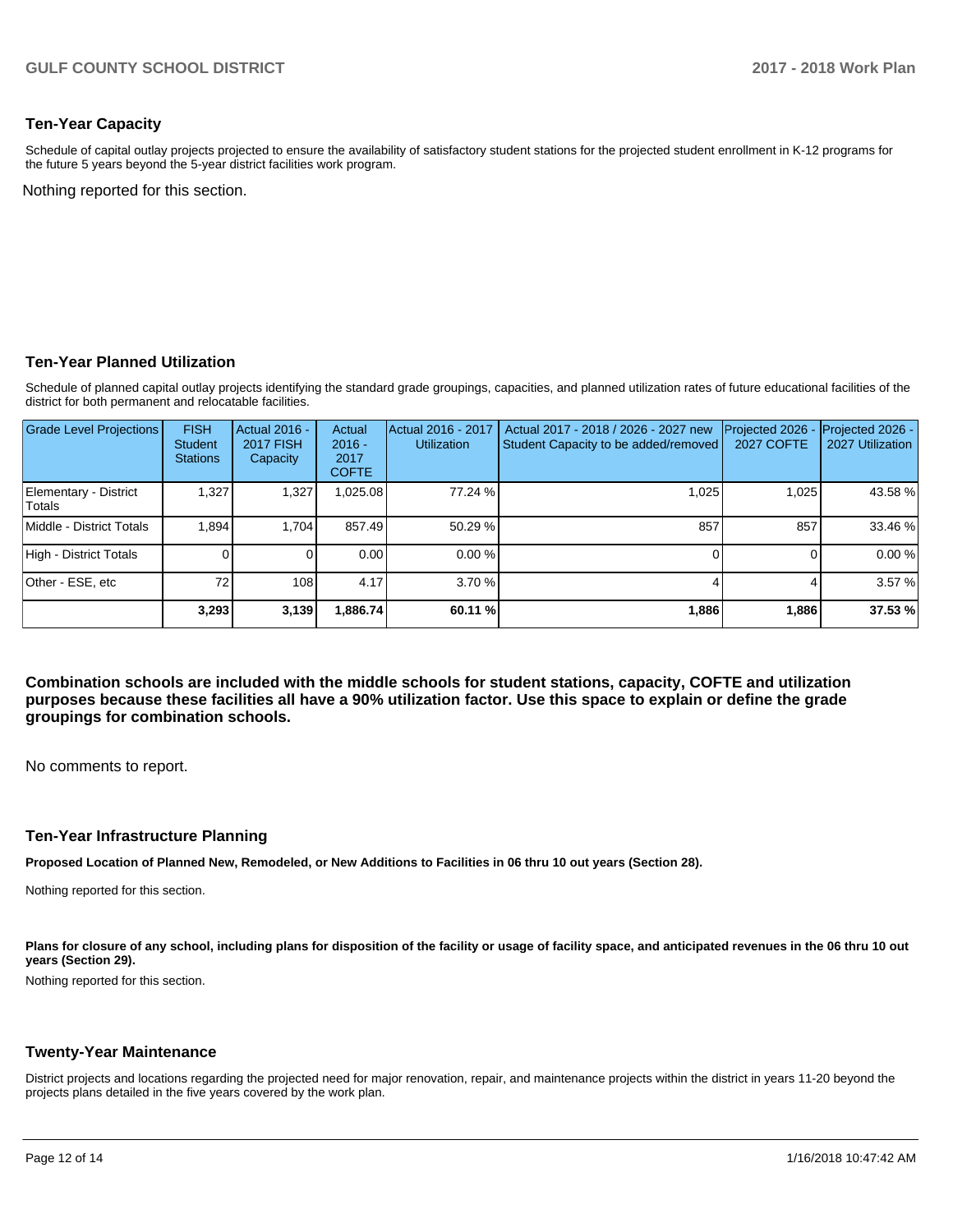## Ten-Year Capacity

Schedule of capital outlay projects projected to ensure the availability of satisfactory student stations for the projected student enrollment in K-12 programs for the future 5 years beyond the 5-year district facilities work program.

Nothing reported for this section.

## Ten-Year Planned Utilization

Schedule of planned capital outlay projects identifying the standard grade groupings, capacities, and planned utilization rates of future educational facilities of the district for both permanent and relocatable facilities.

| Grade Level Projections | FISH Student Stations | Actual 2016 - 2017 FISH Capacity | Actual 2016 - 2017 COFTE | Actual 2016 - 2017 Utilization | Actual 2017 - 2018 / 2026 - 2027 new Student Capacity to be added/removed | Projected 2026 - 2027 COFTE | Projected 2026 - 2027 Utilization |
|---|---|---|---|---|---|---|---|
| Elementary - District Totals | 1,327 | 1,327 | 1,025.08 | 77.24 % | 1,025 | 1,025 | 43.58 % |
| Middle - District Totals | 1,894 | 1,704 | 857.49 | 50.29 % | 857 | 857 | 33.46 % |
| High - District Totals | 0 | 0 | 0.00 | 0.00 % | 0 | 0 | 0.00 % |
| Other - ESE, etc | 72 | 108 | 4.17 | 3.70 % | 4 | 4 | 3.57 % |
| | **3,293** | **3,139** | **1,886.74** | **60.11 %** | **1,886** | **1,886** | **37.53 %** |

**Combination schools are included with the middle schools for student stations, capacity, COFTE and utilization purposes because these facilities all have a 90% utilization factor. Use this space to explain or define the grade groupings for combination schools.**

No comments to report.

## Ten-Year Infrastructure Planning

**Proposed Location of Planned New, Remodeled, or New Additions to Facilities in 06 thru 10 out years (Section 28).**

Nothing reported for this section.

**Plans for closure of any school, including plans for disposition of the facility or usage of facility space, and anticipated revenues in the 06 thru 10 out years (Section 29).**

Nothing reported for this section.

## Twenty-Year Maintenance

District projects and locations regarding the projected need for major renovation, repair, and maintenance projects within the district in years 11-20 beyond the projects plans detailed in the five years covered by the work plan.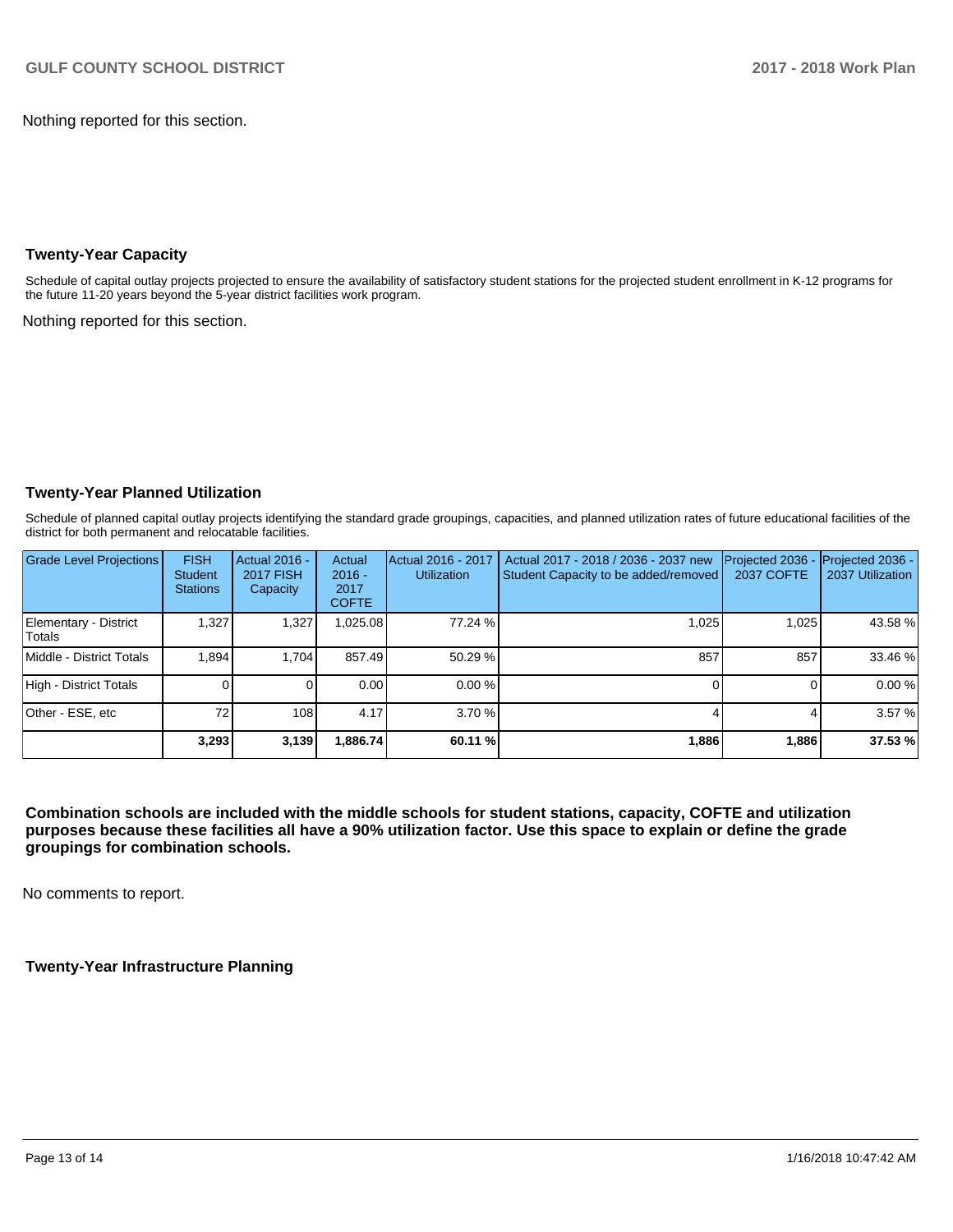Nothing reported for this section.

### Twenty-Year Capacity

Schedule of capital outlay projects projected to ensure the availability of satisfactory student stations for the projected student enrollment in K-12 programs for the future 11-20 years beyond the 5-year district facilities work program.

Nothing reported for this section.

### Twenty-Year Planned Utilization

Schedule of planned capital outlay projects identifying the standard grade groupings, capacities, and planned utilization rates of future educational facilities of the district for both permanent and relocatable facilities.

| Grade Level Projections | FISH Student Stations | Actual 2016 - 2017 FISH Capacity | Actual 2016 - 2017 COFTE | Actual 2016 - 2017 Utilization | Actual 2017 - 2018 / 2036 - 2037 new Student Capacity to be added/removed | Projected 2036 - 2037 COFTE | Projected 2036 - 2037 Utilization |
|---|---|---|---|---|---|---|---|
| Elementary - District Totals | 1,327 | 1,327 | 1,025.08 | 77.24 % | 1,025 | 1,025 | 43.58 % |
| Middle - District Totals | 1,894 | 1,704 | 857.49 | 50.29 % | 857 | 857 | 33.46 % |
| High - District Totals | 0 | 0 | 0.00 | 0.00 % | 0 | 0 | 0.00 % |
| Other - ESE, etc | 72 | 108 | 4.17 | 3.70 % | 4 | 4 | 3.57 % |
| | **3,293** | **3,139** | **1,886.74** | **60.11 %** | **1,886** | **1,886** | **37.53 %** |

**Combination schools are included with the middle schools for student stations, capacity, COFTE and utilization purposes because these facilities all have a 90% utilization factor. Use this space to explain or define the grade groupings for combination schools.**

No comments to report.

### Twenty-Year Infrastructure Planning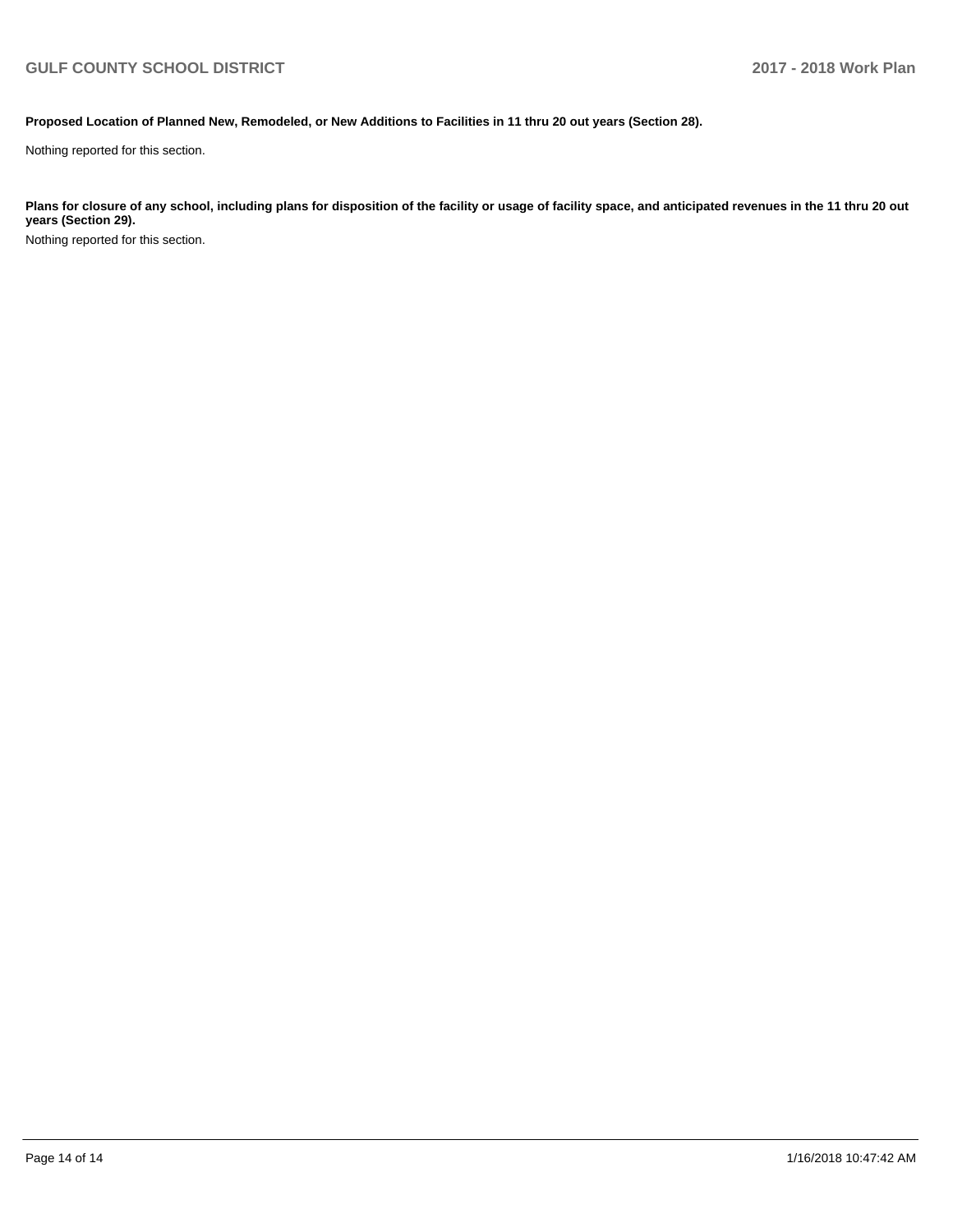**Proposed Location of Planned New, Remodeled, or New Additions to Facilities in 11 thru 20 out years (Section 28).**

Nothing reported for this section.

**Plans for closure of any school, including plans for disposition of the facility or usage of facility space, and anticipated revenues in the 11 thru 20 out years (Section 29).**

Nothing reported for this section.